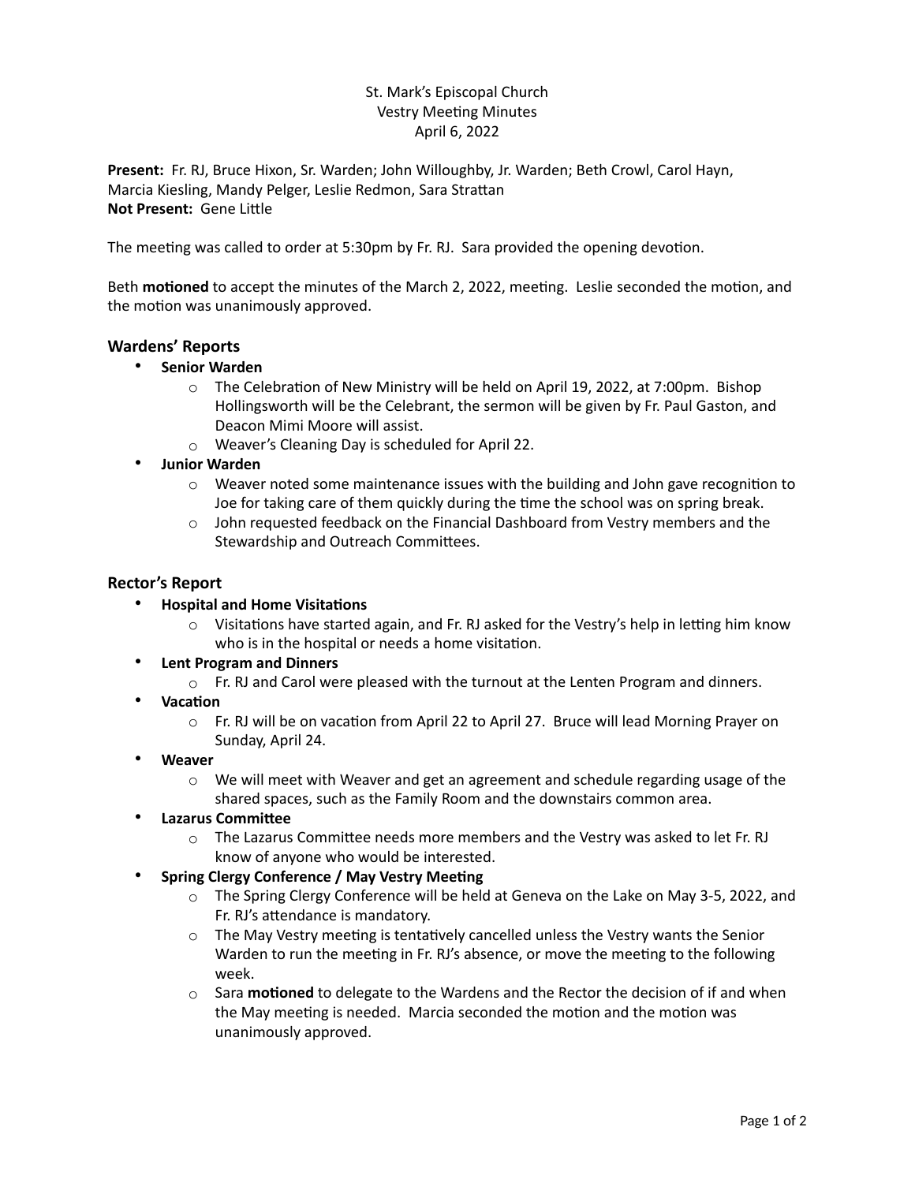St. Mark's Episcopal Church
Vestry Meeting Minutes
April 6, 2022

**Present:** Fr. RJ, Bruce Hixon, Sr. Warden; John Willoughby, Jr. Warden; Beth Crowl, Carol Hayn, Marcia Kiesling, Mandy Pelger, Leslie Redmon, Sara Strattan
**Not Present:** Gene Little

The meeting was called to order at 5:30pm by Fr. RJ. Sara provided the opening devotion.

Beth **motioned** to accept the minutes of the March 2, 2022, meeting. Leslie seconded the motion, and the motion was unanimously approved.

## Wardens' Reports

- **Senior Warden**
  - The Celebration of New Ministry will be held on April 19, 2022, at 7:00pm. Bishop Hollingsworth will be the Celebrant, the sermon will be given by Fr. Paul Gaston, and Deacon Mimi Moore will assist.
  - Weaver's Cleaning Day is scheduled for April 22.
- **Junior Warden**
  - Weaver noted some maintenance issues with the building and John gave recognition to Joe for taking care of them quickly during the time the school was on spring break.
  - John requested feedback on the Financial Dashboard from Vestry members and the Stewardship and Outreach Committees.

## Rector's Report

- **Hospital and Home Visitations**
  - Visitations have started again, and Fr. RJ asked for the Vestry's help in letting him know who is in the hospital or needs a home visitation.
- **Lent Program and Dinners**
  - Fr. RJ and Carol were pleased with the turnout at the Lenten Program and dinners.
- **Vacation**
  - Fr. RJ will be on vacation from April 22 to April 27. Bruce will lead Morning Prayer on Sunday, April 24.
- **Weaver**
  - We will meet with Weaver and get an agreement and schedule regarding usage of the shared spaces, such as the Family Room and the downstairs common area.
- **Lazarus Committee**
  - The Lazarus Committee needs more members and the Vestry was asked to let Fr. RJ know of anyone who would be interested.
- **Spring Clergy Conference / May Vestry Meeting**
  - The Spring Clergy Conference will be held at Geneva on the Lake on May 3-5, 2022, and Fr. RJ's attendance is mandatory.
  - The May Vestry meeting is tentatively cancelled unless the Vestry wants the Senior Warden to run the meeting in Fr. RJ's absence, or move the meeting to the following week.
  - Sara **motioned** to delegate to the Wardens and the Rector the decision of if and when the May meeting is needed. Marcia seconded the motion and the motion was unanimously approved.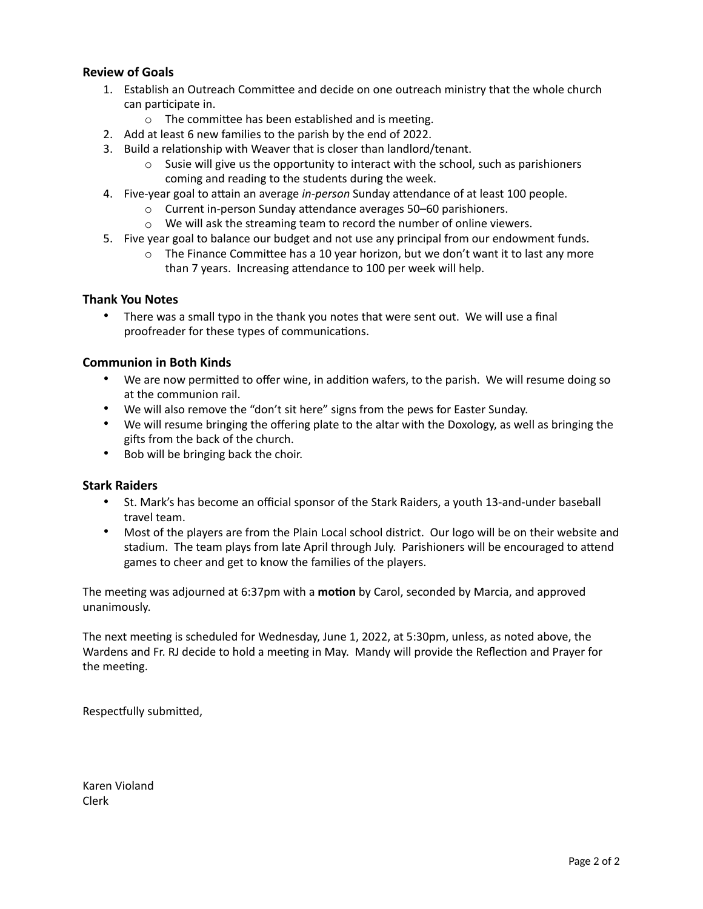### Review of Goals

1. Establish an Outreach Committee and decide on one outreach ministry that the whole church can participate in.
   - The committee has been established and is meeting.
2. Add at least 6 new families to the parish by the end of 2022.
3. Build a relationship with Weaver that is closer than landlord/tenant.
   - Susie will give us the opportunity to interact with the school, such as parishioners coming and reading to the students during the week.
4. Five-year goal to attain an average *in-person* Sunday attendance of at least 100 people.
   - Current in-person Sunday attendance averages 50–60 parishioners.
   - We will ask the streaming team to record the number of online viewers.
5. Five year goal to balance our budget and not use any principal from our endowment funds.
   - The Finance Committee has a 10 year horizon, but we don't want it to last any more than 7 years. Increasing attendance to 100 per week will help.

### Thank You Notes

- There was a small typo in the thank you notes that were sent out. We will use a final proofreader for these types of communications.

### Communion in Both Kinds

- We are now permitted to offer wine, in addition wafers, to the parish. We will resume doing so at the communion rail.
- We will also remove the "don't sit here" signs from the pews for Easter Sunday.
- We will resume bringing the offering plate to the altar with the Doxology, as well as bringing the gifts from the back of the church.
- Bob will be bringing back the choir.

### Stark Raiders

- St. Mark's has become an official sponsor of the Stark Raiders, a youth 13-and-under baseball travel team.
- Most of the players are from the Plain Local school district. Our logo will be on their website and stadium. The team plays from late April through July. Parishioners will be encouraged to attend games to cheer and get to know the families of the players.

The meeting was adjourned at 6:37pm with a **motion** by Carol, seconded by Marcia, and approved unanimously.

The next meeting is scheduled for Wednesday, June 1, 2022, at 5:30pm, unless, as noted above, the Wardens and Fr. RJ decide to hold a meeting in May. Mandy will provide the Reflection and Prayer for the meeting.

Respectfully submitted,

Karen Violand
Clerk